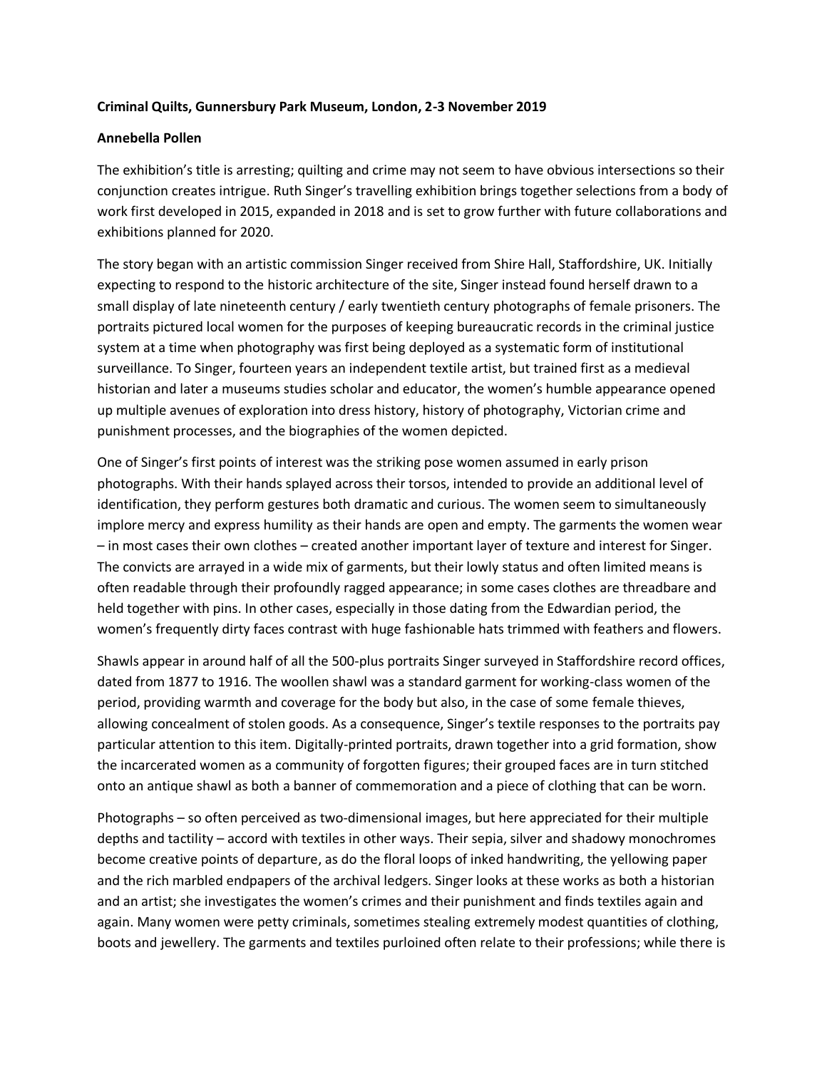**Criminal Quilts, Gunnersbury Park Museum, London, 2-3 November 2019**

**Annebella Pollen**

The exhibition's title is arresting; quilting and crime may not seem to have obvious intersections so their conjunction creates intrigue. Ruth Singer's travelling exhibition brings together selections from a body of work first developed in 2015, expanded in 2018 and is set to grow further with future collaborations and exhibitions planned for 2020.

The story began with an artistic commission Singer received from Shire Hall, Staffordshire, UK. Initially expecting to respond to the historic architecture of the site, Singer instead found herself drawn to a small display of late nineteenth century / early twentieth century photographs of female prisoners. The portraits pictured local women for the purposes of keeping bureaucratic records in the criminal justice system at a time when photography was first being deployed as a systematic form of institutional surveillance. To Singer, fourteen years an independent textile artist, but trained first as a medieval historian and later a museums studies scholar and educator, the women's humble appearance opened up multiple avenues of exploration into dress history, history of photography, Victorian crime and punishment processes, and the biographies of the women depicted.

One of Singer's first points of interest was the striking pose women assumed in early prison photographs. With their hands splayed across their torsos, intended to provide an additional level of identification, they perform gestures both dramatic and curious. The women seem to simultaneously implore mercy and express humility as their hands are open and empty. The garments the women wear – in most cases their own clothes – created another important layer of texture and interest for Singer. The convicts are arrayed in a wide mix of garments, but their lowly status and often limited means is often readable through their profoundly ragged appearance; in some cases clothes are threadbare and held together with pins. In other cases, especially in those dating from the Edwardian period, the women's frequently dirty faces contrast with huge fashionable hats trimmed with feathers and flowers.

Shawls appear in around half of all the 500-plus portraits Singer surveyed in Staffordshire record offices, dated from 1877 to 1916. The woollen shawl was a standard garment for working-class women of the period, providing warmth and coverage for the body but also, in the case of some female thieves, allowing concealment of stolen goods. As a consequence, Singer's textile responses to the portraits pay particular attention to this item. Digitally-printed portraits, drawn together into a grid formation, show the incarcerated women as a community of forgotten figures; their grouped faces are in turn stitched onto an antique shawl as both a banner of commemoration and a piece of clothing that can be worn.

Photographs – so often perceived as two-dimensional images, but here appreciated for their multiple depths and tactility – accord with textiles in other ways. Their sepia, silver and shadowy monochromes become creative points of departure, as do the floral loops of inked handwriting, the yellowing paper and the rich marbled endpapers of the archival ledgers. Singer looks at these works as both a historian and an artist; she investigates the women's crimes and their punishment and finds textiles again and again. Many women were petty criminals, sometimes stealing extremely modest quantities of clothing, boots and jewellery. The garments and textiles purloined often relate to their professions; while there is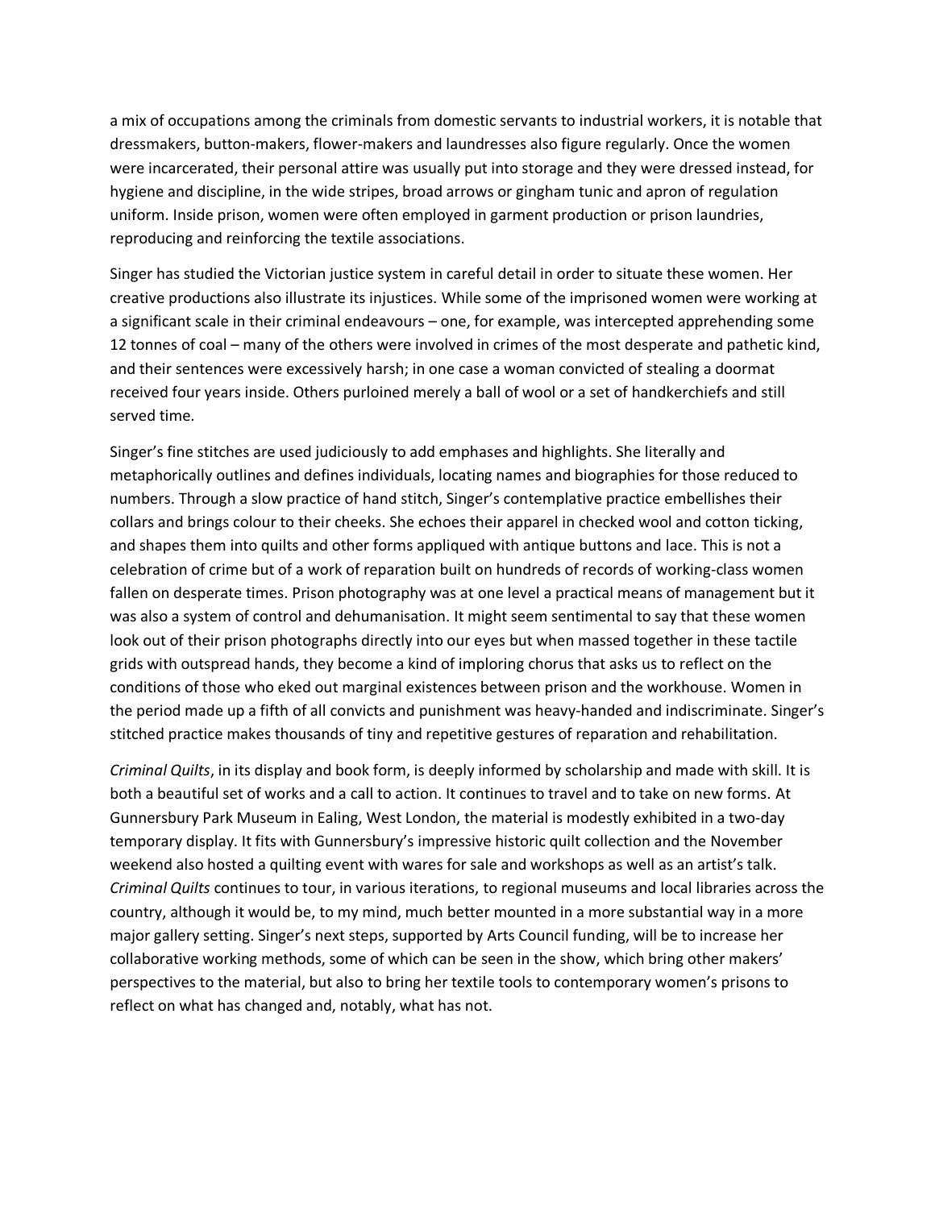a mix of occupations among the criminals from domestic servants to industrial workers, it is notable that dressmakers, button-makers, flower-makers and laundresses also figure regularly. Once the women were incarcerated, their personal attire was usually put into storage and they were dressed instead, for hygiene and discipline, in the wide stripes, broad arrows or gingham tunic and apron of regulation uniform. Inside prison, women were often employed in garment production or prison laundries, reproducing and reinforcing the textile associations.

Singer has studied the Victorian justice system in careful detail in order to situate these women. Her creative productions also illustrate its injustices. While some of the imprisoned women were working at a significant scale in their criminal endeavours – one, for example, was intercepted apprehending some 12 tonnes of coal – many of the others were involved in crimes of the most desperate and pathetic kind, and their sentences were excessively harsh; in one case a woman convicted of stealing a doormat received four years inside. Others purloined merely a ball of wool or a set of handkerchiefs and still served time.

Singer's fine stitches are used judiciously to add emphases and highlights. She literally and metaphorically outlines and defines individuals, locating names and biographies for those reduced to numbers. Through a slow practice of hand stitch, Singer's contemplative practice embellishes their collars and brings colour to their cheeks. She echoes their apparel in checked wool and cotton ticking, and shapes them into quilts and other forms appliqued with antique buttons and lace. This is not a celebration of crime but of a work of reparation built on hundreds of records of working-class women fallen on desperate times. Prison photography was at one level a practical means of management but it was also a system of control and dehumanisation. It might seem sentimental to say that these women look out of their prison photographs directly into our eyes but when massed together in these tactile grids with outspread hands, they become a kind of imploring chorus that asks us to reflect on the conditions of those who eked out marginal existences between prison and the workhouse. Women in the period made up a fifth of all convicts and punishment was heavy-handed and indiscriminate. Singer's stitched practice makes thousands of tiny and repetitive gestures of reparation and rehabilitation.

*Criminal Quilts*, in its display and book form, is deeply informed by scholarship and made with skill. It is both a beautiful set of works and a call to action. It continues to travel and to take on new forms. At Gunnersbury Park Museum in Ealing, West London, the material is modestly exhibited in a two-day temporary display. It fits with Gunnersbury's impressive historic quilt collection and the November weekend also hosted a quilting event with wares for sale and workshops as well as an artist's talk. *Criminal Quilts* continues to tour, in various iterations, to regional museums and local libraries across the country, although it would be, to my mind, much better mounted in a more substantial way in a more major gallery setting. Singer's next steps, supported by Arts Council funding, will be to increase her collaborative working methods, some of which can be seen in the show, which bring other makers' perspectives to the material, but also to bring her textile tools to contemporary women's prisons to reflect on what has changed and, notably, what has not.